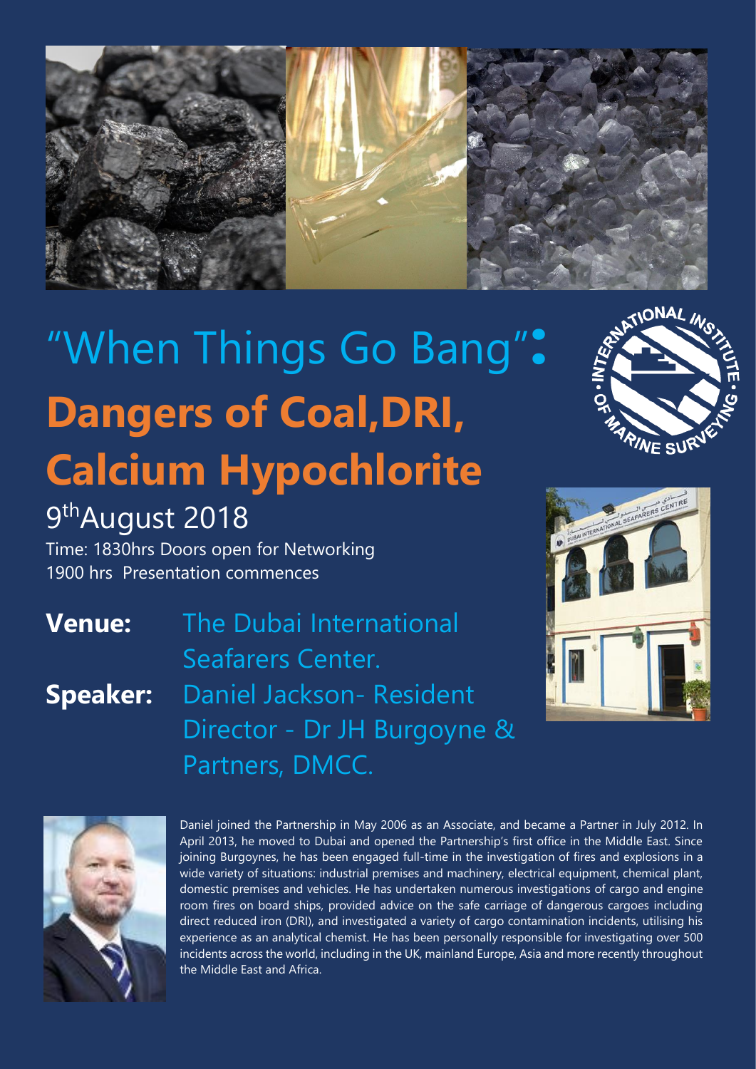# "When Things Go Bang":

# Dangers of Coal,DRI, Calcium Hypochlorite

## 9th August 2018

Time: 1830hrs Doors open for Networking
1900 hrs Presentation commences

**Venue:** The Dubai International Seafarers Center.

**Speaker:** Daniel Jackson- Resident Director - Dr JH Burgoyne & Partners, DMCC.

Daniel joined the Partnership in May 2006 as an Associate, and became a Partner in July 2012. In April 2013, he moved to Dubai and opened the Partnership's first office in the Middle East. Since joining Burgoynes, he has been engaged full-time in the investigation of fires and explosions in a wide variety of situations: industrial premises and machinery, electrical equipment, chemical plant, domestic premises and vehicles. He has undertaken numerous investigations of cargo and engine room fires on board ships, provided advice on the safe carriage of dangerous cargoes including direct reduced iron (DRI), and investigated a variety of cargo contamination incidents, utilising his experience as an analytical chemist. He has been personally responsible for investigating over 500 incidents across the world, including in the UK, mainland Europe, Asia and more recently throughout the Middle East and Africa.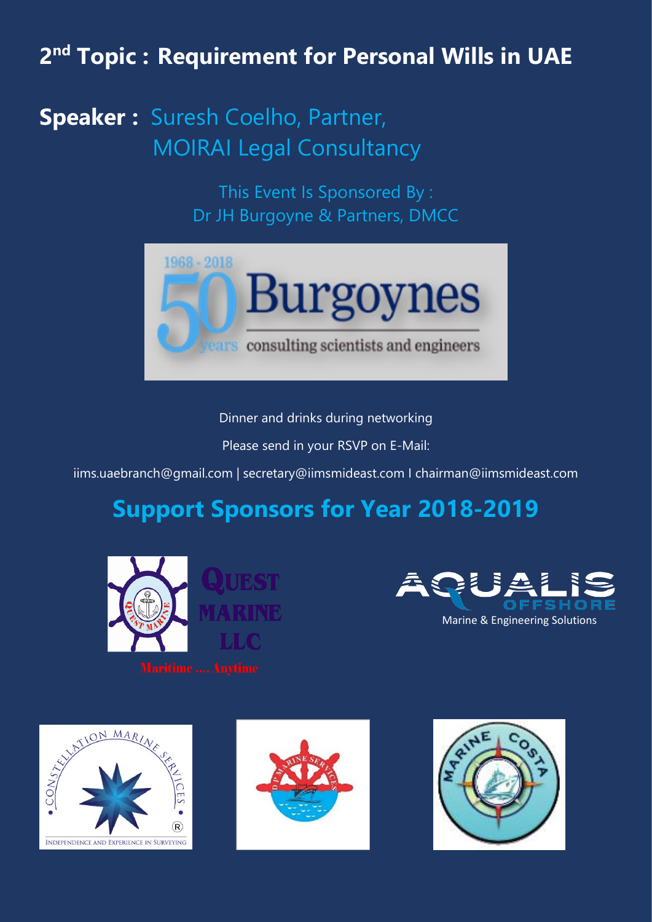## 2nd Topic : Requirement for Personal Wills in UAE

**Speaker :** Suresh Coelho, Partner,
MOIRAI Legal Consultancy

This Event Is Sponsored By :
Dr JH Burgoyne & Partners, DMCC

1968 - 2018
50 years
Burgoynes
consulting scientists and engineers

Dinner and drinks during networking

Please send in your RSVP on E-Mail:

iims.uaebranch@gmail.com | secretary@iimsmideast.com I chairman@iimsmideast.com

## Support Sponsors for Year 2018-2019

QUEST MARINE LLC
Maritime .... Anytime

AQUALIS OFFSHORE
Marine & Engineering Solutions

CONSTELLATION MARINE SERVICES
INDEPENDENCE AND EXPERIENCE IN SURVEYING

DP MARINE SERVICES

MARINE COSTA